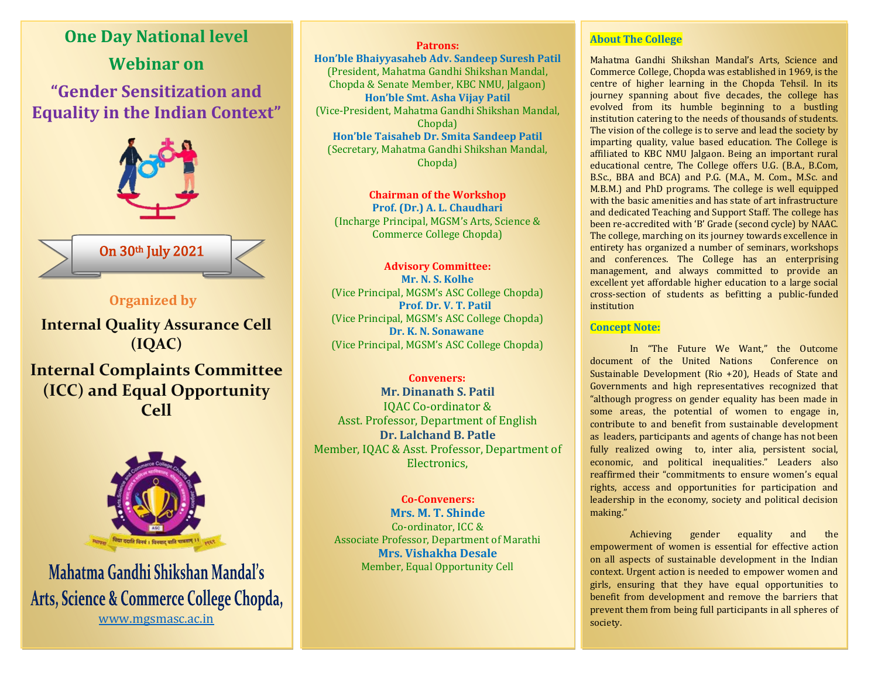# One Day National level Webinar on

## "Gender Sensitization and Equality in the Indian Context"

**On 30th July 2021**

**Organized by**

**Internal Quality Assurance Cell (IQAC)**

**Internal Complaints Committee (ICC) and Equal Opportunity Cell**

**Mahatma Gandhi Shikshan Mandal's Arts, Science & Commerce College Chopda,**

www.mgsmasc.ac.in

**Patrons:**

**Hon'ble Bhaiyyasaheb Adv. Sandeep Suresh Patil**
(President, Mahatma Gandhi Shikshan Mandal, Chopda & Senate Member, KBC NMU, Jalgaon)

**Hon'ble Smt. Asha Vijay Patil**
(Vice-President, Mahatma Gandhi Shikshan Mandal, Chopda)

**Hon'ble Taisaheb Dr. Smita Sandeep Patil**
(Secretary, Mahatma Gandhi Shikshan Mandal, Chopda)

**Chairman of the Workshop**

**Prof. (Dr.) A. L. Chaudhari**
(Incharge Principal, MGSM's Arts, Science & Commerce College Chopda)

**Advisory Committee:**

**Mr. N. S. Kolhe**
(Vice Principal, MGSM's ASC College Chopda)

**Prof. Dr. V. T. Patil**
(Vice Principal, MGSM's ASC College Chopda)

**Dr. K. N. Sonawane**
(Vice Principal, MGSM's ASC College Chopda)

**Conveners:**

**Mr. Dinanath S. Patil**
IQAC Co-ordinator & Asst. Professor, Department of English

**Dr. Lalchand B. Patle**
Member, IQAC & Asst. Professor, Department of Electronics,

**Co-Conveners:**

**Mrs. M. T. Shinde**
Co-ordinator, ICC & Associate Professor, Department of Marathi

**Mrs. Vishakha Desale**
Member, Equal Opportunity Cell

### About The College

Mahatma Gandhi Shikshan Mandal's Arts, Science and Commerce College, Chopda was established in 1969, is the centre of higher learning in the Chopda Tehsil. In its journey spanning about five decades, the college has evolved from its humble beginning to a bustling institution catering to the needs of thousands of students. The vision of the college is to serve and lead the society by imparting quality, value based education. The College is affiliated to KBC NMU Jalgaon. Being an important rural educational centre, The College offers U.G. (B.A., B.Com, B.Sc., BBA and BCA) and P.G. (M.A., M. Com., M.Sc. and M.B.M.) and PhD programs. The college is well equipped with the basic amenities and has state of art infrastructure and dedicated Teaching and Support Staff. The college has been re-accredited with 'B' Grade (second cycle) by NAAC. The college, marching on its journey towards excellence in entirety has organized a number of seminars, workshops and conferences. The College has an enterprising management, and always committed to provide an excellent yet affordable higher education to a large social cross-section of students as befitting a public-funded institution

### Concept Note:

In "The Future We Want," the Outcome document of the United Nations Conference on Sustainable Development (Rio +20), Heads of State and Governments and high representatives recognized that "although progress on gender equality has been made in some areas, the potential of women to engage in, contribute to and benefit from sustainable development as leaders, participants and agents of change has not been fully realized owing to, inter alia, persistent social, economic, and political inequalities." Leaders also reaffirmed their "commitments to ensure women's equal rights, access and opportunities for participation and leadership in the economy, society and political decision making."

Achieving gender equality and the empowerment of women is essential for effective action on all aspects of sustainable development in the Indian context. Urgent action is needed to empower women and girls, ensuring that they have equal opportunities to benefit from development and remove the barriers that prevent them from being full participants in all spheres of society.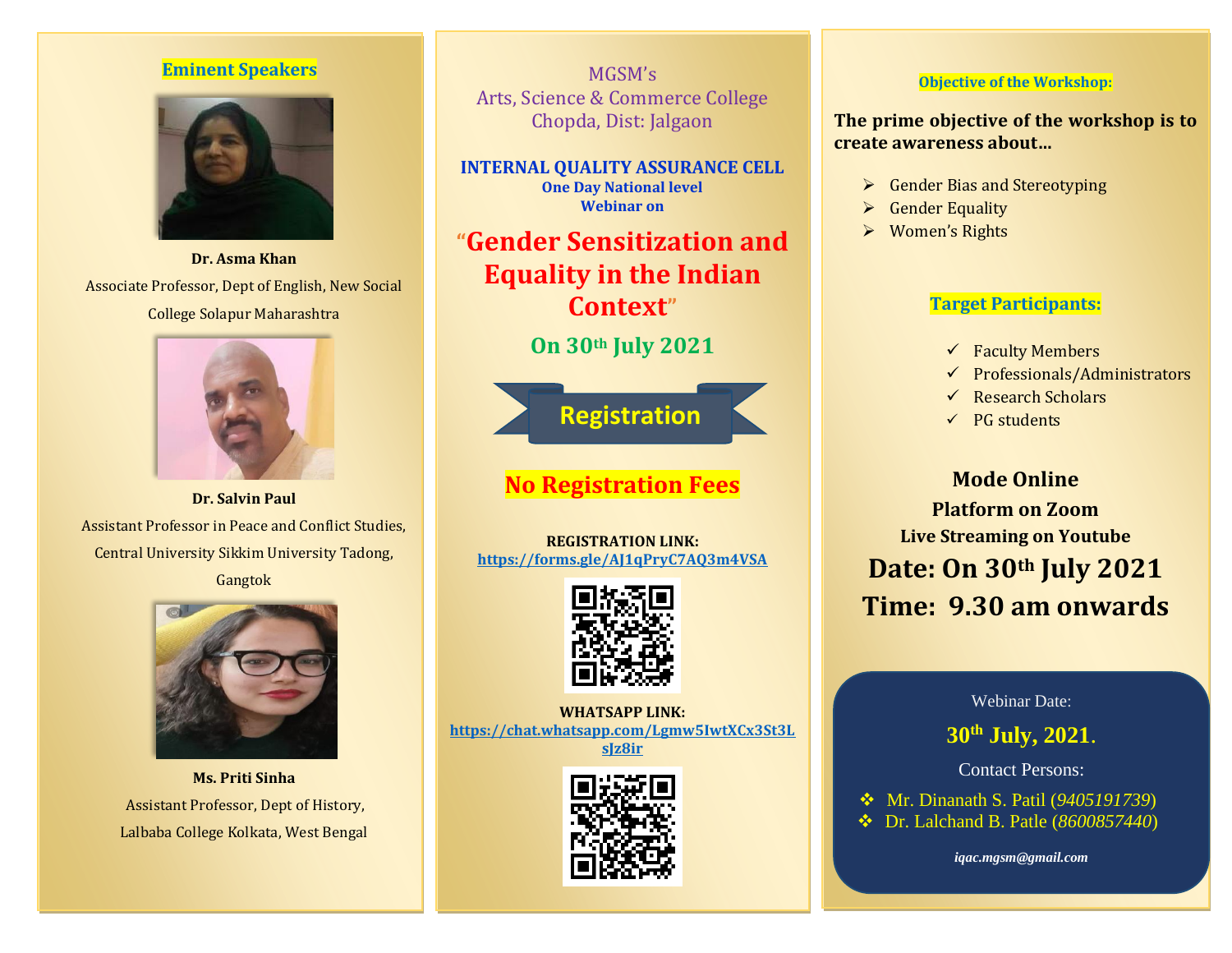## Eminent Speakers

**Dr. Asma Khan**
Associate Professor, Dept of English, New Social College Solapur Maharashtra

**Dr. Salvin Paul**
Assistant Professor in Peace and Conflict Studies, Central University Sikkim University Tadong, Gangtok

**Ms. Priti Sinha**
Assistant Professor, Dept of History, Lalbaba College Kolkata, West Bengal

MGSM's
Arts, Science & Commerce College
Chopda, Dist: Jalgaon

**INTERNAL QUALITY ASSURANCE CELL**
**One Day National level**
**Webinar on**

# "Gender Sensitization and Equality in the Indian Context"

## On 30th July 2021

**Registration**

**No Registration Fees**

**REGISTRATION LINK:**
https://forms.gle/AJ1qPryC7AQ3m4VSA

**WHATSAPP LINK:**
https://chat.whatsapp.com/Lgmw5IwtXCx3St3LsJz8ir

**Objective of the Workshop:**

**The prime objective of the workshop is to create awareness about…**

- Gender Bias and Stereotyping
- Gender Equality
- Women's Rights

**Target Participants:**

- Faculty Members
- Professionals/Administrators
- Research Scholars
- PG students

**Mode Online**
**Platform on Zoom**
**Live Streaming on Youtube**

**Date: On 30th July 2021**
**Time: 9.30 am onwards**

Webinar Date:
**30th July, 2021.**

Contact Persons:

- Mr. Dinanath S. Patil (*9405191739*)
- Dr. Lalchand B. Patle (*8600857440*)

***iqac.mgsm@gmail.com***